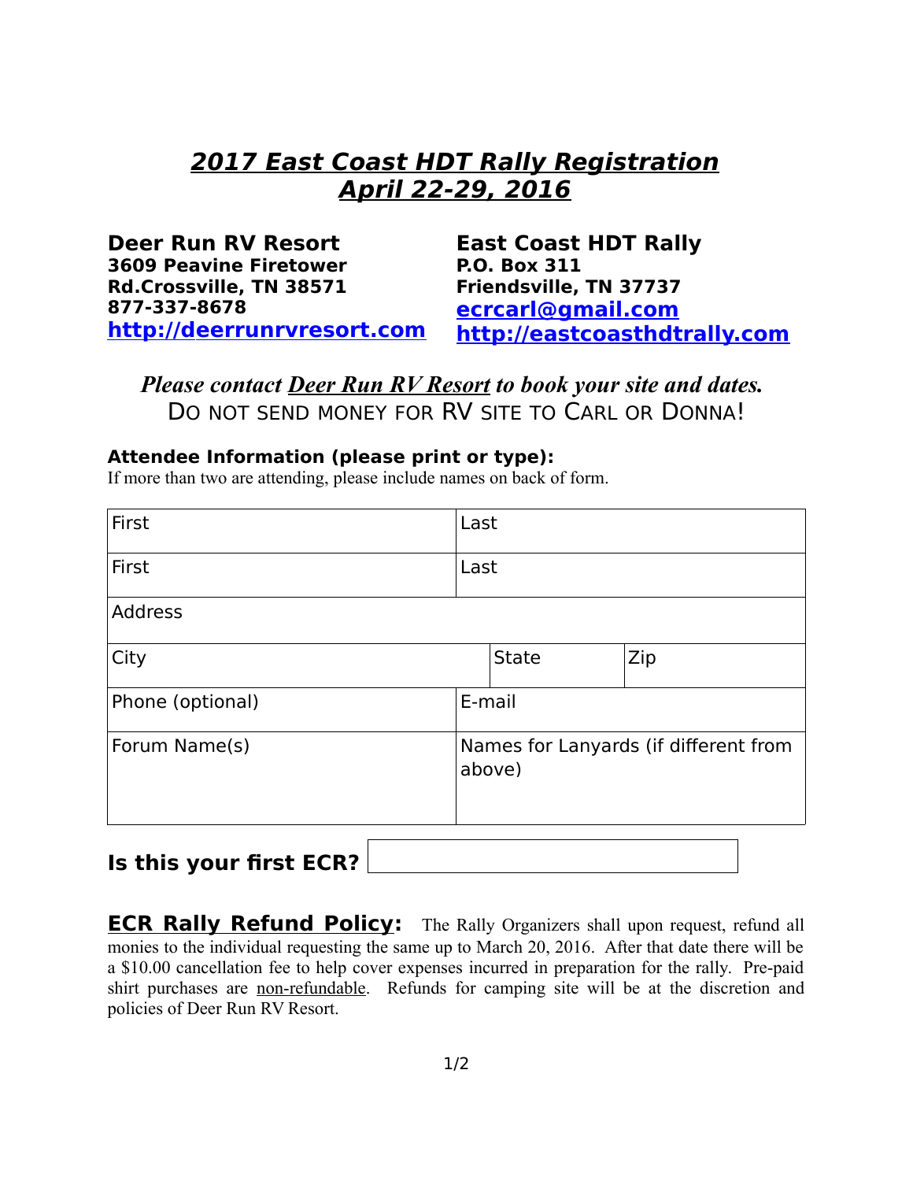# *2017 East Coast HDT Rally Registration*
# *April 22-29, 2016*

**Deer Run RV Resort**
**3609 Peavine Firetower Rd.Crossville, TN 38571**
**877-337-8678**
**http://deerrunrvresort.com**

**East Coast HDT Rally**
**P.O. Box 311**
**Friendsville, TN 37737**
**ecrcarl@gmail.com**
**http://eastcoasthdtrally.com**

***Please contact Deer Run RV Resort to book your site and dates.***

DO NOT SEND MONEY FOR RV SITE TO CARL OR DONNA!

**Attendee Information (please print or type):**

If more than two are attending, please include names on back of form.

| | | |
|---|---|---|
| First | Last | |
| First | Last | |
| Address | | |
| City | State | Zip |
| Phone (optional) | E-mail | |
| Forum Name(s) | Names for Lanyards (if different from above) | |

**Is this your first ECR?** ____________________

**ECR Rally Refund Policy:** The Rally Organizers shall upon request, refund all monies to the individual requesting the same up to March 20, 2016. After that date there will be a $10.00 cancellation fee to help cover expenses incurred in preparation for the rally. Pre-paid shirt purchases are non-refundable. Refunds for camping site will be at the discretion and policies of Deer Run RV Resort.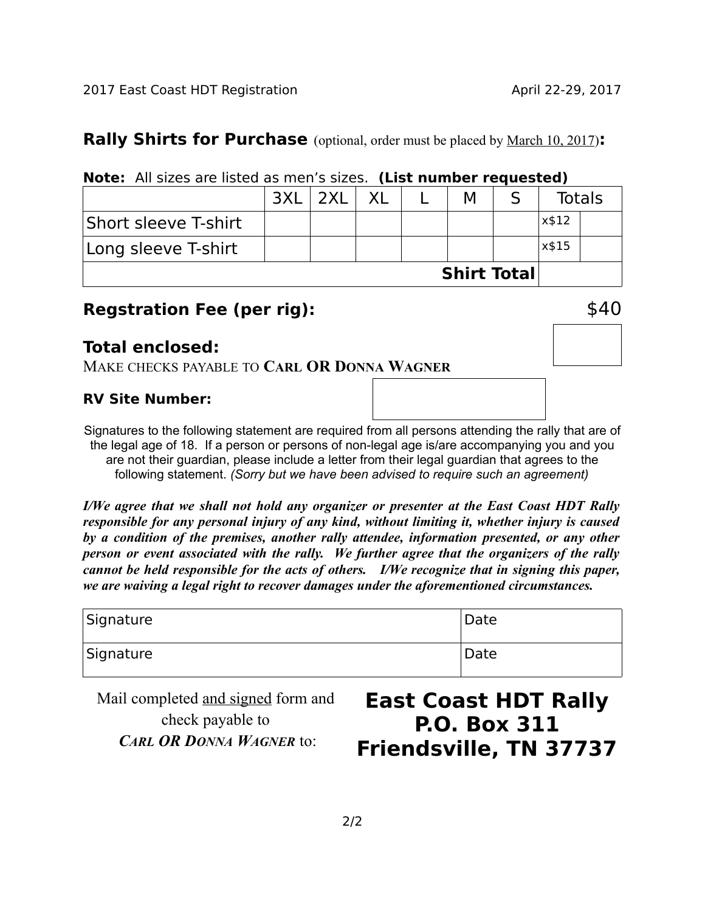2017 East Coast HDT Registration April 22-29, 2017

## **Rally Shirts for Purchase** (optional, order must be placed by March 10, 2017)**:**

**Note:** All sizes are listed as men's sizes. **(List number requested)**

| | 3XL | 2XL | XL | L | M | S | Totals | |
|---|---|---|---|---|---|---|---|---|
| Short sleeve T-shirt | | | | | | | x$12 | |
| Long sleeve T-shirt | | | | | | | x$15 | |
| | | | | | | **Shirt Total** | | |

## **Regstration Fee (per rig):** $40

## **Total enclosed:**

MAKE CHECKS PAYABLE TO **CARL OR DONNA WAGNER**

**RV Site Number:**

Signatures to the following statement are required from all persons attending the rally that are of the legal age of 18. If a person or persons of non-legal age is/are accompanying you and you are not their guardian, please include a letter from their legal guardian that agrees to the following statement. *(Sorry but we have been advised to require such an agreement)*

***I/We agree that we shall not hold any organizer or presenter at the East Coast HDT Rally responsible for any personal injury of any kind, without limiting it, whether injury is caused by a condition of the premises, another rally attendee, information presented, or any other person or event associated with the rally. We further agree that the organizers of the rally cannot be held responsible for the acts of others. I/We recognize that in signing this paper, we are waiving a legal right to recover damages under the aforementioned circumstances.***

| | |
|---|---|
| Signature | Date |
| Signature | Date |

Mail completed and signed form and check payable to ***CARL OR DONNA WAGNER*** to:

**East Coast HDT Rally**
**P.O. Box 311**
**Friendsville, TN 37737**